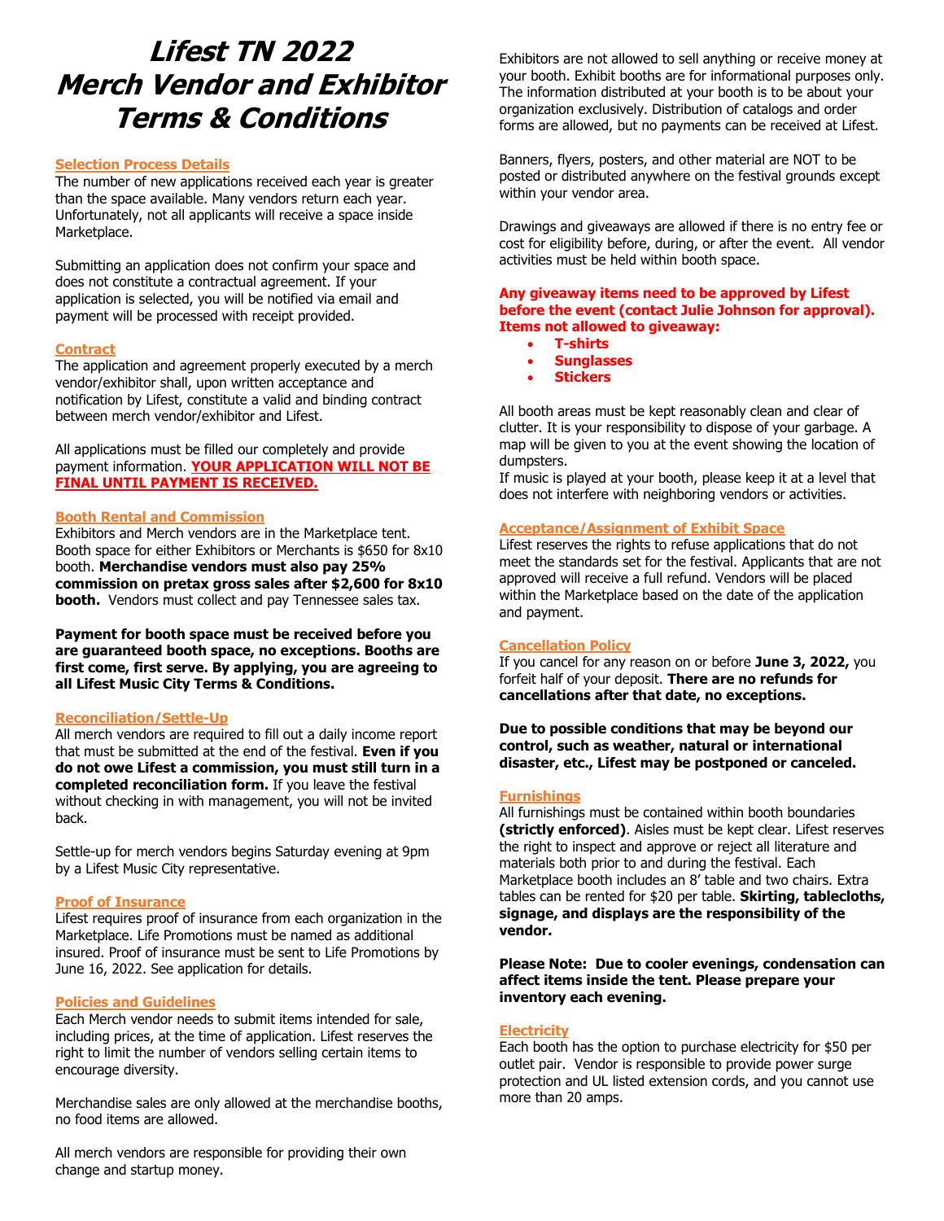# Lifest TN 2022 Merch Vendor and Exhibitor Terms & Conditions

## Selection Process Details

The number of new applications received each year is greater than the space available. Many vendors return each year. Unfortunately, not all applicants will receive a space inside Marketplace.

Submitting an application does not confirm your space and does not constitute a contractual agreement. If your application is selected, you will be notified via email and payment will be processed with receipt provided.

## Contract

The application and agreement properly executed by a merch vendor/exhibitor shall, upon written acceptance and notification by Lifest, constitute a valid and binding contract between merch vendor/exhibitor and Lifest.

All applications must be filled our completely and provide payment information. **YOUR APPLICATION WILL NOT BE FINAL UNTIL PAYMENT IS RECEIVED.**

## Booth Rental and Commission

Exhibitors and Merch vendors are in the Marketplace tent. Booth space for either Exhibitors or Merchants is $650 for 8x10 booth. **Merchandise vendors must also pay 25% commission on pretax gross sales after $2,600 for 8x10 booth.** Vendors must collect and pay Tennessee sales tax.

**Payment for booth space must be received before you are guaranteed booth space, no exceptions. Booths are first come, first serve. By applying, you are agreeing to all Lifest Music City Terms & Conditions.**

## Reconciliation/Settle-Up

All merch vendors are required to fill out a daily income report that must be submitted at the end of the festival. **Even if you do not owe Lifest a commission, you must still turn in a completed reconciliation form.** If you leave the festival without checking in with management, you will not be invited back.

Settle-up for merch vendors begins Saturday evening at 9pm by a Lifest Music City representative.

## Proof of Insurance

Lifest requires proof of insurance from each organization in the Marketplace. Life Promotions must be named as additional insured. Proof of insurance must be sent to Life Promotions by June 16, 2022. See application for details.

## Policies and Guidelines

Each Merch vendor needs to submit items intended for sale, including prices, at the time of application. Lifest reserves the right to limit the number of vendors selling certain items to encourage diversity.

Merchandise sales are only allowed at the merchandise booths, no food items are allowed.

All merch vendors are responsible for providing their own change and startup money.

Exhibitors are not allowed to sell anything or receive money at your booth. Exhibit booths are for informational purposes only. The information distributed at your booth is to be about your organization exclusively. Distribution of catalogs and order forms are allowed, but no payments can be received at Lifest.

Banners, flyers, posters, and other material are NOT to be posted or distributed anywhere on the festival grounds except within your vendor area.

Drawings and giveaways are allowed if there is no entry fee or cost for eligibility before, during, or after the event. All vendor activities must be held within booth space.

**Any giveaway items need to be approved by Lifest before the event (contact Julie Johnson for approval). Items not allowed to giveaway:**

- **T-shirts**
- **Sunglasses**
- **Stickers**

All booth areas must be kept reasonably clean and clear of clutter. It is your responsibility to dispose of your garbage. A map will be given to you at the event showing the location of dumpsters.

If music is played at your booth, please keep it at a level that does not interfere with neighboring vendors or activities.

## Acceptance/Assignment of Exhibit Space

Lifest reserves the rights to refuse applications that do not meet the standards set for the festival. Applicants that are not approved will receive a full refund. Vendors will be placed within the Marketplace based on the date of the application and payment.

## Cancellation Policy

If you cancel for any reason on or before **June 3, 2022,** you forfeit half of your deposit. **There are no refunds for cancellations after that date, no exceptions.**

**Due to possible conditions that may be beyond our control, such as weather, natural or international disaster, etc., Lifest may be postponed or canceled.**

## Furnishings

All furnishings must be contained within booth boundaries **(strictly enforced)**. Aisles must be kept clear. Lifest reserves the right to inspect and approve or reject all literature and materials both prior to and during the festival. Each Marketplace booth includes an 8' table and two chairs. Extra tables can be rented for $20 per table. **Skirting, tablecloths, signage, and displays are the responsibility of the vendor.**

**Please Note: Due to cooler evenings, condensation can affect items inside the tent. Please prepare your inventory each evening.**

## Electricity

Each booth has the option to purchase electricity for $50 per outlet pair. Vendor is responsible to provide power surge protection and UL listed extension cords, and you cannot use more than 20 amps.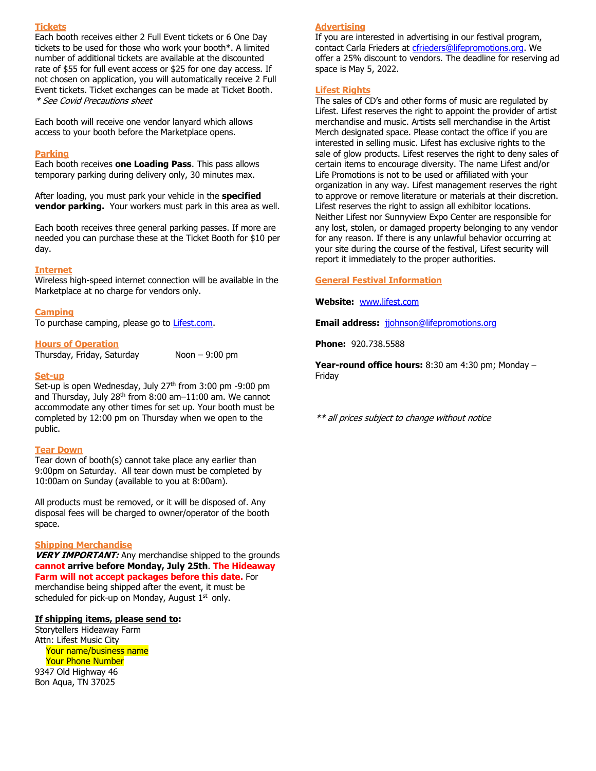## Tickets

Each booth receives either 2 Full Event tickets or 6 One Day tickets to be used for those who work your booth*. A limited number of additional tickets are available at the discounted rate of $55 for full event access or $25 for one day access. If not chosen on application, you will automatically receive 2 Full Event tickets. Ticket exchanges can be made at Ticket Booth.
*\* See Covid Precautions sheet*

Each booth will receive one vendor lanyard which allows access to your booth before the Marketplace opens.

## Parking

Each booth receives **one Loading Pass**. This pass allows temporary parking during delivery only, 30 minutes max.

After loading, you must park your vehicle in the **specified vendor parking.** Your workers must park in this area as well.

Each booth receives three general parking passes. If more are needed you can purchase these at the Ticket Booth for $10 per day.

## Internet

Wireless high-speed internet connection will be available in the Marketplace at no charge for vendors only.

## Camping

To purchase camping, please go to Lifest.com.

## Hours of Operation

Thursday, Friday, Saturday    Noon – 9:00 pm

## Set-up

Set-up is open Wednesday, July 27th from 3:00 pm -9:00 pm and Thursday, July 28th from 8:00 am–11:00 am. We cannot accommodate any other times for set up. Your booth must be completed by 12:00 pm on Thursday when we open to the public.

## Tear Down

Tear down of booth(s) cannot take place any earlier than 9:00pm on Saturday. All tear down must be completed by 10:00am on Sunday (available to you at 8:00am).

All products must be removed, or it will be disposed of. Any disposal fees will be charged to owner/operator of the booth space.

## Shipping Merchandise

***VERY IMPORTANT:*** Any merchandise shipped to the grounds **cannot arrive before Monday, July 25th**. **The Hideaway Farm will not accept packages before this date.** For merchandise being shipped after the event, it must be scheduled for pick-up on Monday, August 1st only.

**If shipping items, please send to:**

Storytellers Hideaway Farm
Attn: Lifest Music City
Your name/business name
Your Phone Number
9347 Old Highway 46
Bon Aqua, TN 37025

## Advertising

If you are interested in advertising in our festival program, contact Carla Frieders at cfrieders@lifepromotions.org. We offer a 25% discount to vendors. The deadline for reserving ad space is May 5, 2022.

## Lifest Rights

The sales of CD's and other forms of music are regulated by Lifest. Lifest reserves the right to appoint the provider of artist merchandise and music. Artists sell merchandise in the Artist Merch designated space. Please contact the office if you are interested in selling music. Lifest has exclusive rights to the sale of glow products. Lifest reserves the right to deny sales of certain items to encourage diversity. The name Lifest and/or Life Promotions is not to be used or affiliated with your organization in any way. Lifest management reserves the right to approve or remove literature or materials at their discretion. Lifest reserves the right to assign all exhibitor locations. Neither Lifest nor Sunnyview Expo Center are responsible for any lost, stolen, or damaged property belonging to any vendor for any reason. If there is any unlawful behavior occurring at your site during the course of the festival, Lifest security will report it immediately to the proper authorities.

## General Festival Information

**Website:** www.lifest.com

**Email address:** jjohnson@lifepromotions.org

**Phone:** 920.738.5588

**Year-round office hours:** 8:30 am 4:30 pm; Monday – Friday

*\*\* all prices subject to change without notice*